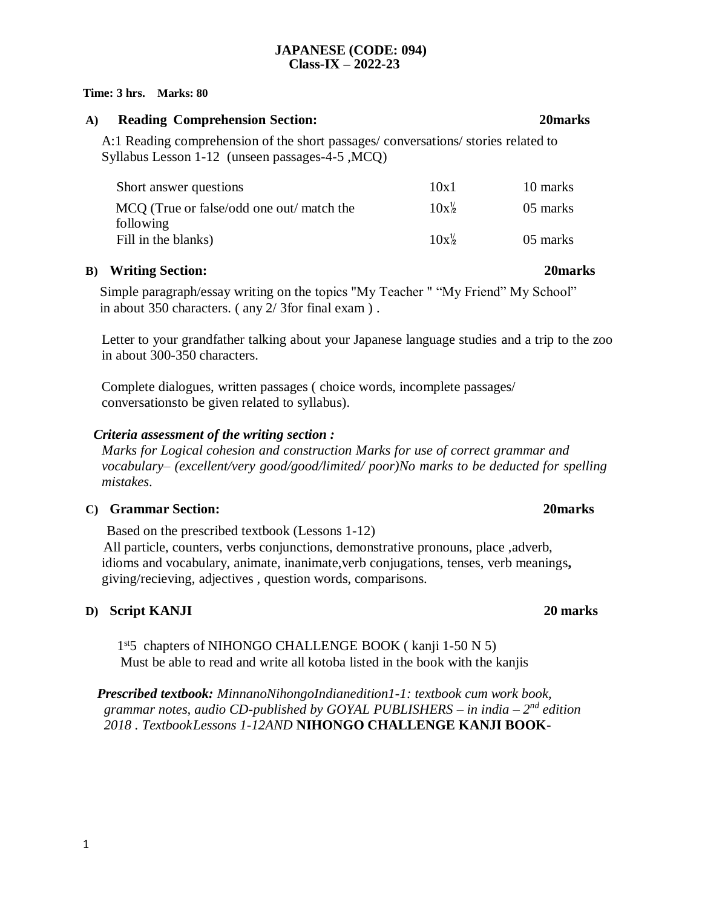**JAPANESE (CODE: 094)**
**Class-IX – 2022-23**

**Time: 3 hrs. Marks: 80**

**A) Reading Comprehension Section: 20marks**

A:1 Reading comprehension of the short passages/ conversations/ stories related to Syllabus Lesson 1-12 (unseen passages-4-5 ,MCQ)

| | | |
|---|---|---|
| Short answer questions | 10x1 | 10 marks |
| MCQ (True or false/odd one out/ match the following | 10x½ | 05 marks |
| Fill in the blanks) | 10x½ | 05 marks |

**B) Writing Section: 20marks**

Simple paragraph/essay writing on the topics "My Teacher " "My Friend" My School" in about 350 characters. ( any 2/ 3for final exam ) .

Letter to your grandfather talking about your Japanese language studies and a trip to the zoo in about 300-350 characters.

Complete dialogues, written passages ( choice words, incomplete passages/ conversationsto be given related to syllabus).

***Criteria assessment of the writing section :***

*Marks for Logical cohesion and construction Marks for use of correct grammar and vocabulary– (excellent/very good/good/limited/ poor)No marks to be deducted for spelling mistakes.*

**C) Grammar Section: 20marks**

Based on the prescribed textbook (Lessons 1-12)
All particle, counters, verbs conjunctions, demonstrative pronouns, place ,adverb, idioms and vocabulary, animate, inanimate,verb conjugations, tenses, verb meanings**,** giving/recieving, adjectives , question words, comparisons.

**D) Script KANJI 20 marks**

1st5 chapters of NIHONGO CHALLENGE BOOK ( kanji 1-50 N 5)
Must be able to read and write all kotoba listed in the book with the kanjis

***Prescribed textbook:*** *MinnanoNihongoIndianedition1-1: textbook cum work book, grammar notes, audio CD-published by GOYAL PUBLISHERS – in india – 2nd edition 2018 . TextbookLessons 1-12AND* **NIHONGO CHALLENGE KANJI BOOK-**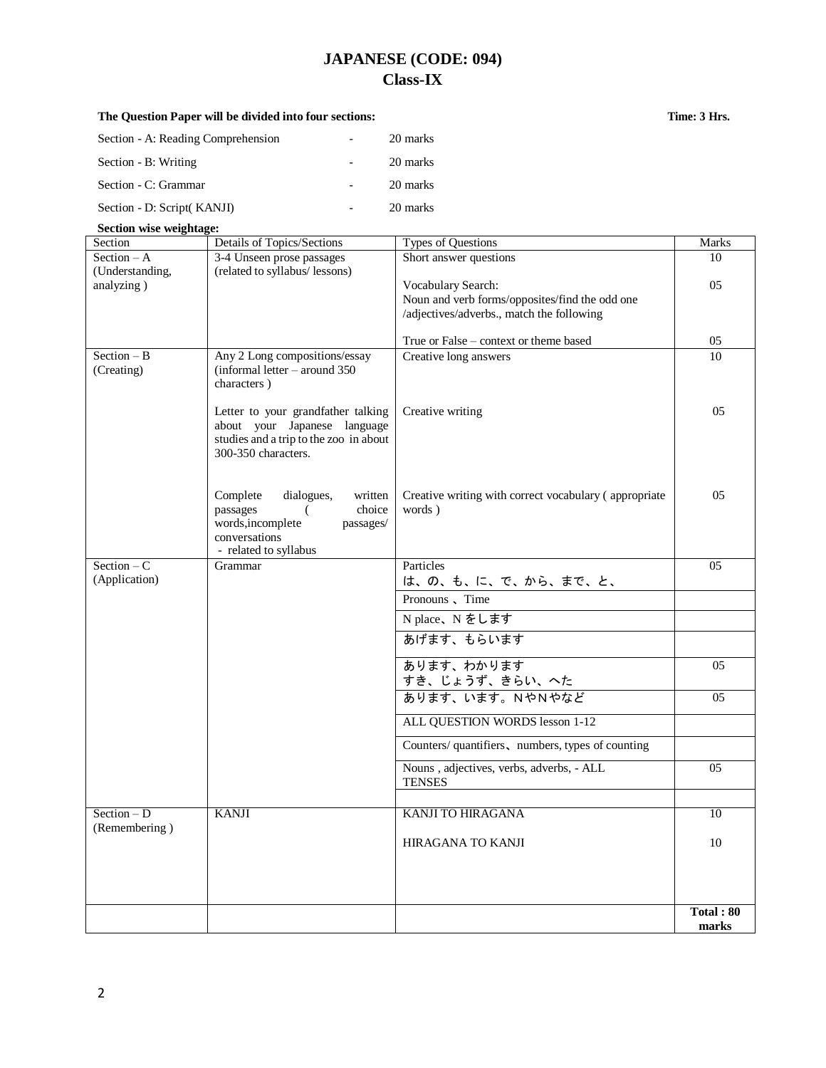# JAPANESE (CODE: 094)
## Class-IX

**The Question Paper will be divided into four sections:** **Time: 3 Hrs.**

| | | |
|---|---|---|
| Section - A: Reading Comprehension | - | 20 marks |
| Section - B: Writing | - | 20 marks |
| Section - C: Grammar | - | 20 marks |
| Section - D: Script( KANJI) | - | 20 marks |

**Section wise weightage:**

| Section | Details of Topics/Sections | Types of Questions | Marks |
|---|---|---|---|
| Section – A (Understanding, analyzing ) | 3-4 Unseen prose passages (related to syllabus/ lessons) | Short answer questions | 10 |
| | | Vocabulary Search: Noun and verb forms/opposites/find the odd one /adjectives/adverbs., match the following | 05 |
| | | True or False – context or theme based | 05 |
| Section – B (Creating) | Any 2 Long compositions/essay (informal letter – around 350 characters ) | Creative long answers | 10 |
| | Letter to your grandfather talking about your Japanese language studies and a trip to the zoo in about 300-350 characters. | Creative writing | 05 |
| | Complete dialogues, written passages ( choice words,incomplete passages/ conversations - related to syllabus | Creative writing with correct vocabulary ( appropriate words ) | 05 |
| Section – C (Application) | Grammar | Particles は、の、も、に、で、から、まで、と、 | 05 |
| | | Pronouns 、Time | |
| | | N place、N をします | |
| | | あげます、もらいます | |
| | | あります、わかります すき、じょうず、きらい、へた | 05 |
| | | あります、います。NやNやなど | 05 |
| | | ALL QUESTION WORDS lesson 1-12 | |
| | | Counters/ quantifiers、numbers, types of counting | |
| | | Nouns , adjectives, verbs, adverbs, - ALL TENSES | 05 |
| | | | |
| Section – D (Remembering ) | KANJI | KANJI TO HIRAGANA | 10 |
| | | HIRAGANA TO KANJI | 10 |
| | | | **Total : 80 marks** |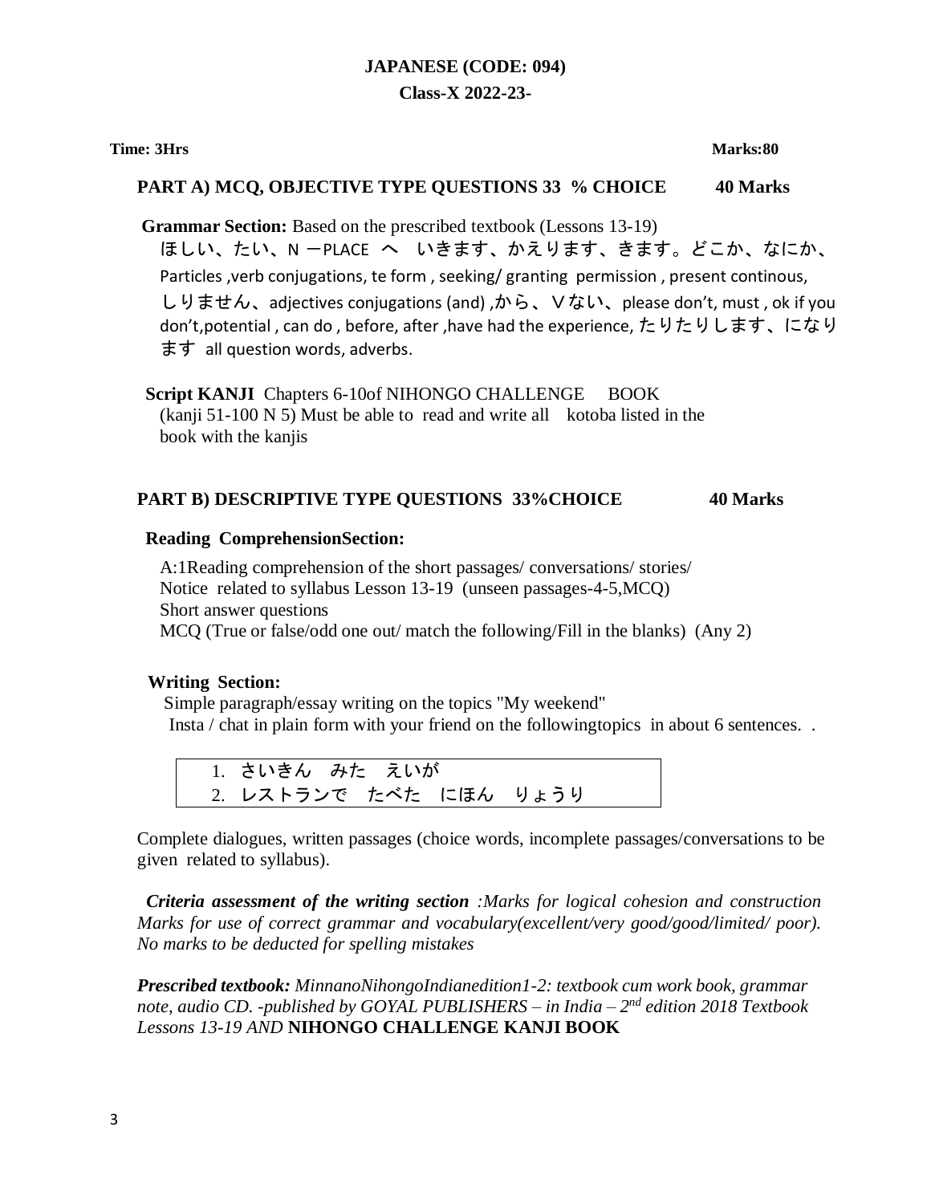# JAPANESE (CODE: 094)

## Class-X 2022-23-

**Time: 3Hrs** **Marks:80**

### PART A) MCQ, OBJECTIVE TYPE QUESTIONS 33 % CHOICE 40 Marks

**Grammar Section:** Based on the prescribed textbook (Lessons 13-19)

ほしい、たい、N ーPLACE へ いきます、かえります、きます。どこか、なにか、Particles ,verb conjugations, te form , seeking/ granting permission , present continous, しりません、adjectives conjugations (and) ,から、Vない、please don't, must , ok if you don't,potential , can do , before, after ,have had the experience, たりたりします、になります all question words, adverbs.

**Script KANJI** Chapters 6-10of NIHONGO CHALLENGE BOOK (kanji 51-100 N 5) Must be able to read and write all kotoba listed in the book with the kanjis

### PART B) DESCRIPTIVE TYPE QUESTIONS 33%CHOICE 40 Marks

**Reading ComprehensionSection:**

A:1Reading comprehension of the short passages/ conversations/ stories/ Notice related to syllabus Lesson 13-19 (unseen passages-4-5,MCQ)
Short answer questions
MCQ (True or false/odd one out/ match the following/Fill in the blanks) (Any 2)

**Writing Section:**

Simple paragraph/essay writing on the topics "My weekend"
Insta / chat in plain form with your friend on the followingtopics in about 6 sentences. .

1. さいきん　みた　えいが
2. レストランで　たべた　にほん　りょうり

Complete dialogues, written passages (choice words, incomplete passages/conversations to be given related to syllabus).

***Criteria assessment of the writing section** :Marks for logical cohesion and construction Marks for use of correct grammar and vocabulary(excellent/very good/good/limited/ poor). No marks to be deducted for spelling mistakes*

***Prescribed textbook:** MinnanoNihongoIndianedition1-2: textbook cum work book, grammar note, audio CD. -published by GOYAL PUBLISHERS – in India – 2nd edition 2018 Textbook Lessons 13-19 AND* **NIHONGO CHALLENGE KANJI BOOK**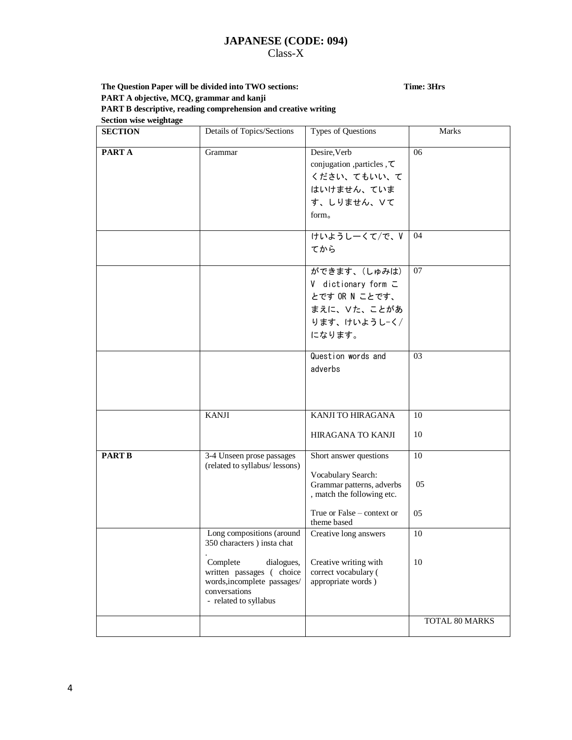# JAPANESE (CODE: 094)

Class-X

**The Question Paper will be divided into TWO sections:** **Time: 3Hrs**

**PART A objective, MCQ, grammar and kanji**

**PART B descriptive, reading comprehension and creative writing**

**Section wise weightage**

| SECTION | Details of Topics/Sections | Types of Questions | Marks |
|---|---|---|---|
| **PART A** | Grammar | Desire,Verb conjugation ,particles ,てください、てもいい、てはいけません、ています、しりません、Vて form。 | 06 |
| | | けいようしーくて/で、Vてから | 04 |
| | | ができます、(しゅみは) V dictionary form ことです OR N ことです、まえに、Vた、ことがあります、けいようし-く/になります。 | 07 |
| | | Question words and adverbs | 03 |
| | KANJI | KANJI TO HIRAGANA | 10 |
| | | HIRAGANA TO KANJI | 10 |
| **PART B** | 3-4 Unseen prose passages (related to syllabus/ lessons) | Short answer questions | 10 |
| | | Vocabulary Search: Grammar patterns, adverbs , match the following etc. | 05 |
| | | True or False – context or theme based | 05 |
| | Long compositions (around 350 characters ) insta chat . | Creative long answers | 10 |
| | Complete dialogues, written passages ( choice words,incomplete passages/ conversations - related to syllabus | Creative writing with correct vocabulary ( appropriate words ) | 10 |
| | | | TOTAL 80 MARKS |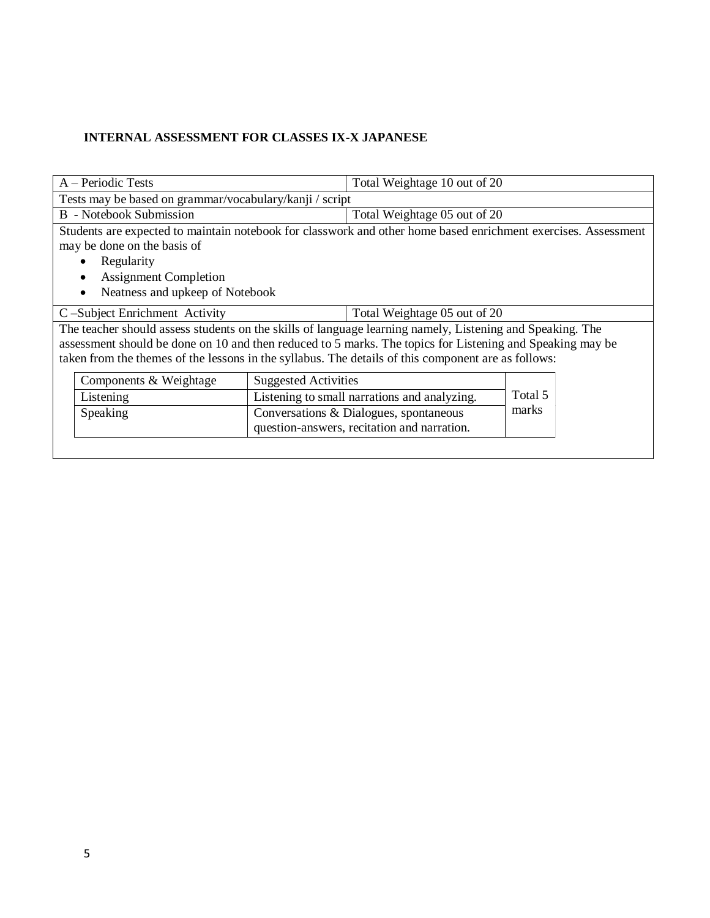**INTERNAL ASSESSMENT FOR CLASSES IX-X JAPANESE**

| A – Periodic Tests | Total Weightage 10 out of 20 |
|---|---|
| Tests may be based on grammar/vocabulary/kanji / script | |
| B - Notebook Submission | Total Weightage 05 out of 20 |

Students are expected to maintain notebook for classwork and other home based enrichment exercises. Assessment may be done on the basis of

- Regularity
- Assignment Completion
- Neatness and upkeep of Notebook

| C –Subject Enrichment Activity | Total Weightage 05 out of 20 |
|---|---|

The teacher should assess students on the skills of language learning namely, Listening and Speaking. The assessment should be done on 10 and then reduced to 5 marks. The topics for Listening and Speaking may be taken from the themes of the lessons in the syllabus. The details of this component are as follows:

| Components & Weightage | Suggested Activities | |
|---|---|---|
| Listening | Listening to small narrations and analyzing. | Total 5 marks |
| Speaking | Conversations & Dialogues, spontaneous question-answers, recitation and narration. | |